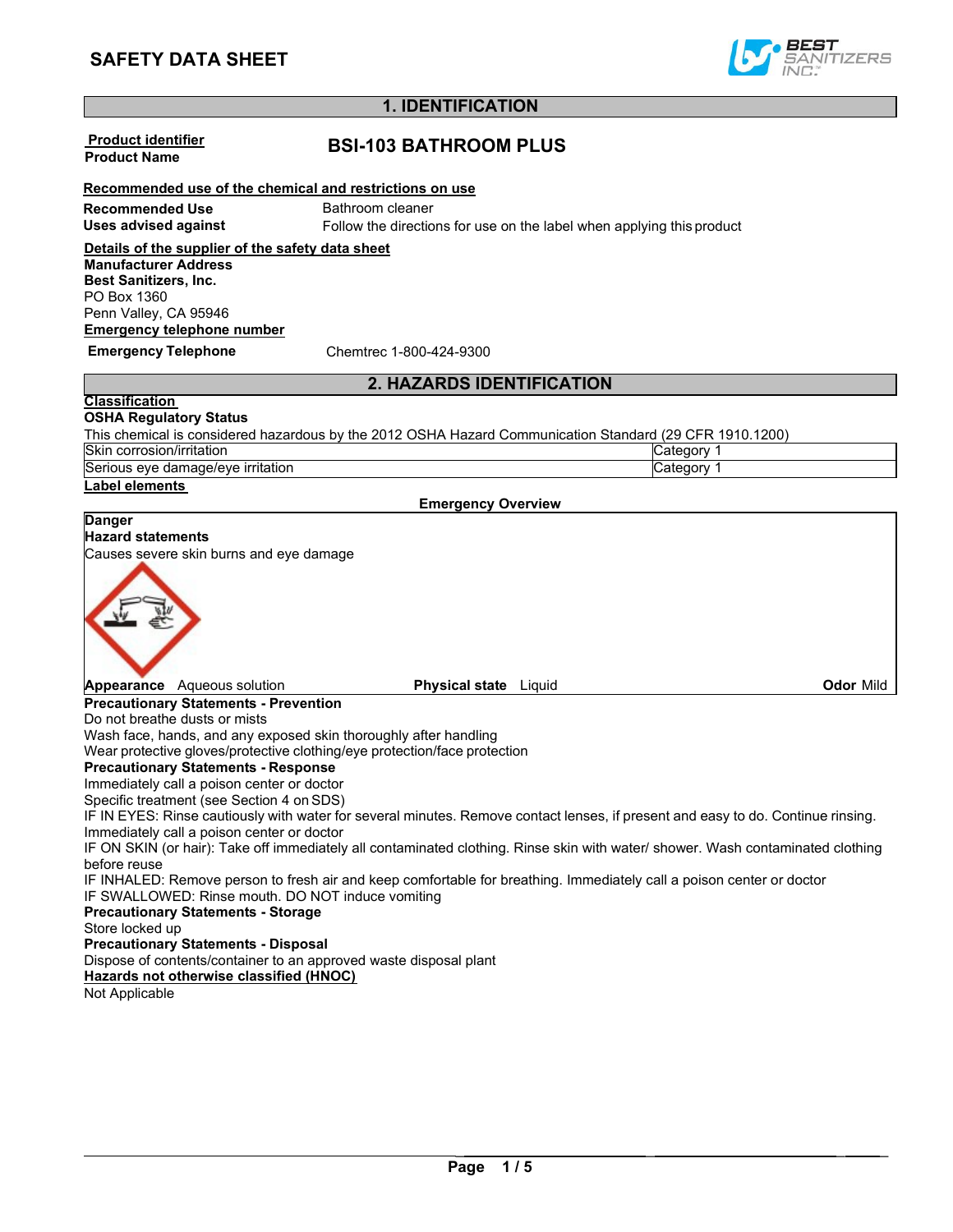# SAFETY DATA SHEET

## 1. IDENTIFICATION

**Product identifier**

**Product Name** **BSI-103 BATHROOM PLUS**

**Recommended use of the chemical and restrictions on use**

**Recommended Use** Bathroom cleaner

**Uses advised against** Follow the directions for use on the label when applying this product

**Details of the supplier of the safety data sheet**

**Manufacturer Address**
**Best Sanitizers, Inc.**
PO Box 1360
Penn Valley, CA 95946

**Emergency telephone number**

**Emergency Telephone** Chemtrec 1-800-424-9300

## 2. HAZARDS IDENTIFICATION

**Classification**

**OSHA Regulatory Status**

This chemical is considered hazardous by the 2012 OSHA Hazard Communication Standard (29 CFR 1910.1200)

| | |
|---|---|
| Skin corrosion/irritation | Category 1 |
| Serious eye damage/eye irritation | Category 1 |

**Label elements**

**Emergency Overview**

**Danger**

**Hazard statements**

Causes severe skin burns and eye damage

**Appearance** Aqueous solution **Physical state** Liquid **Odor** Mild

**Precautionary Statements - Prevention**

Do not breathe dusts or mists
Wash face, hands, and any exposed skin thoroughly after handling
Wear protective gloves/protective clothing/eye protection/face protection

**Precautionary Statements - Response**

Immediately call a poison center or doctor
Specific treatment (see Section 4 on SDS)
IF IN EYES: Rinse cautiously with water for several minutes. Remove contact lenses, if present and easy to do. Continue rinsing.
Immediately call a poison center or doctor
IF ON SKIN (or hair): Take off immediately all contaminated clothing. Rinse skin with water/ shower. Wash contaminated clothing before reuse
IF INHALED: Remove person to fresh air and keep comfortable for breathing. Immediately call a poison center or doctor
IF SWALLOWED: Rinse mouth. DO NOT induce vomiting

**Precautionary Statements - Storage**

Store locked up

**Precautionary Statements - Disposal**

Dispose of contents/container to an approved waste disposal plant

**Hazards not otherwise classified (HNOC)**

Not Applicable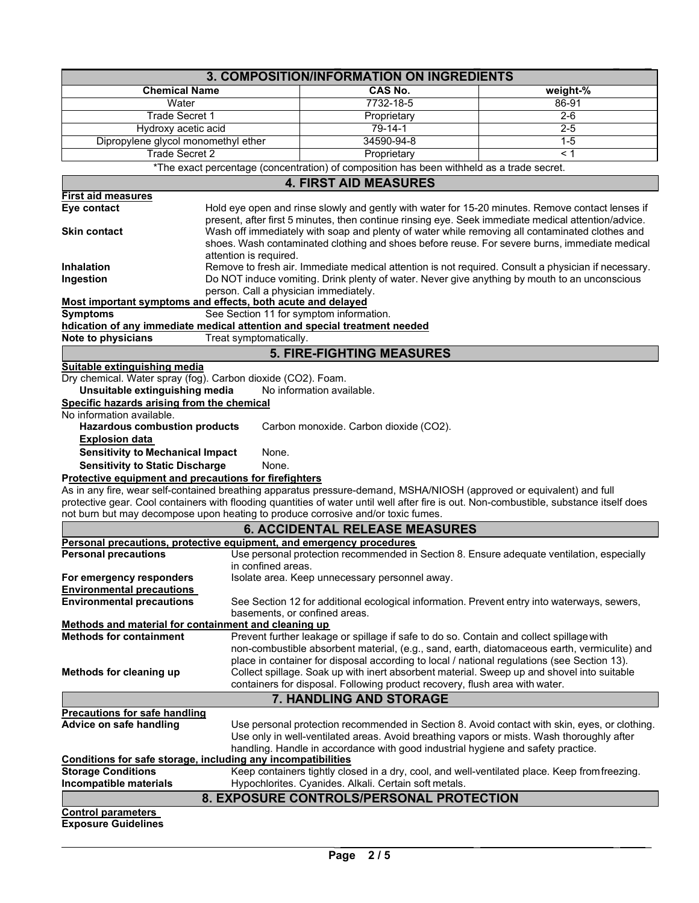## 3. COMPOSITION/INFORMATION ON INGREDIENTS

| Chemical Name | CAS No. | weight-% |
| --- | --- | --- |
| Water | 7732-18-5 | 86-91 |
| Trade Secret 1 | Proprietary | 2-6 |
| Hydroxy acetic acid | 79-14-1 | 2-5 |
| Dipropylene glycol monomethyl ether | 34590-94-8 | 1-5 |
| Trade Secret 2 | Proprietary | < 1 |

*The exact percentage (concentration) of composition has been withheld as a trade secret.

## 4. FIRST AID MEASURES

**First aid measures**

**Eye contact** Hold eye open and rinse slowly and gently with water for 15-20 minutes. Remove contact lenses if present, after first 5 minutes, then continue rinsing eye. Seek immediate medical attention/advice.

**Skin contact** Wash off immediately with soap and plenty of water while removing all contaminated clothes and shoes. Wash contaminated clothing and shoes before reuse. For severe burns, immediate medical attention is required.

**Inhalation** Remove to fresh air. Immediate medical attention is not required. Consult a physician if necessary.

**Ingestion** Do NOT induce vomiting. Drink plenty of water. Never give anything by mouth to an unconscious person. Call a physician immediately.

**Most important symptoms and effects, both acute and delayed**

**Symptoms** See Section 11 for symptom information.

**hdication of any immediate medical attention and special treatment needed**

**Note to physicians** Treat symptomatically.

## 5. FIRE-FIGHTING MEASURES

**Suitable extinguishing media**

Dry chemical. Water spray (fog). Carbon dioxide ($CO_2$). Foam.

**Unsuitable extinguishing media** No information available.

**Specific hazards arising from the chemical**

No information available.

**Hazardous combustion products** Carbon monoxide. Carbon dioxide ($CO_2$).

**Explosion data**

**Sensitivity to Mechanical Impact** None.

**Sensitivity to Static Discharge** None.

**Protective equipment and precautions for firefighters**

As in any fire, wear self-contained breathing apparatus pressure-demand, MSHA/NIOSH (approved or equivalent) and full protective gear. Cool containers with flooding quantities of water until well after fire is out. Non-combustible, substance itself does not burn but may decompose upon heating to produce corrosive and/or toxic fumes.

## 6. ACCIDENTAL RELEASE MEASURES

**Personal precautions, protective equipment, and emergency procedures**

**Personal precautions** Use personal protection recommended in Section 8. Ensure adequate ventilation, especially in confined areas.

**For emergency responders** Isolate area. Keep unnecessary personnel away.

**Environmental precautions**

**Environmental precautions** See Section 12 for additional ecological information. Prevent entry into waterways, sewers, basements, or confined areas.

**Methods and material for containment and cleaning up**

**Methods for containment** Prevent further leakage or spillage if safe to do so. Contain and collect spillage with non-combustible absorbent material, (e.g., sand, earth, diatomaceous earth, vermiculite) and place in container for disposal according to local / national regulations (see Section 13).

**Methods for cleaning up** Collect spillage. Soak up with inert absorbent material. Sweep up and shovel into suitable containers for disposal. Following product recovery, flush area with water.

## 7. HANDLING AND STORAGE

**Precautions for safe handling**

**Advice on safe handling** Use personal protection recommended in Section 8. Avoid contact with skin, eyes, or clothing. Use only in well-ventilated areas. Avoid breathing vapors or mists. Wash thoroughly after handling. Handle in accordance with good industrial hygiene and safety practice.

**Conditions for safe storage, including any incompatibilities**

**Storage Conditions** Keep containers tightly closed in a dry, cool, and well-ventilated place. Keep from freezing.

**Incompatible materials** Hypochlorites. Cyanides. Alkali. Certain soft metals.

## 8. EXPOSURE CONTROLS/PERSONAL PROTECTION

**Control parameters**

**Exposure Guidelines**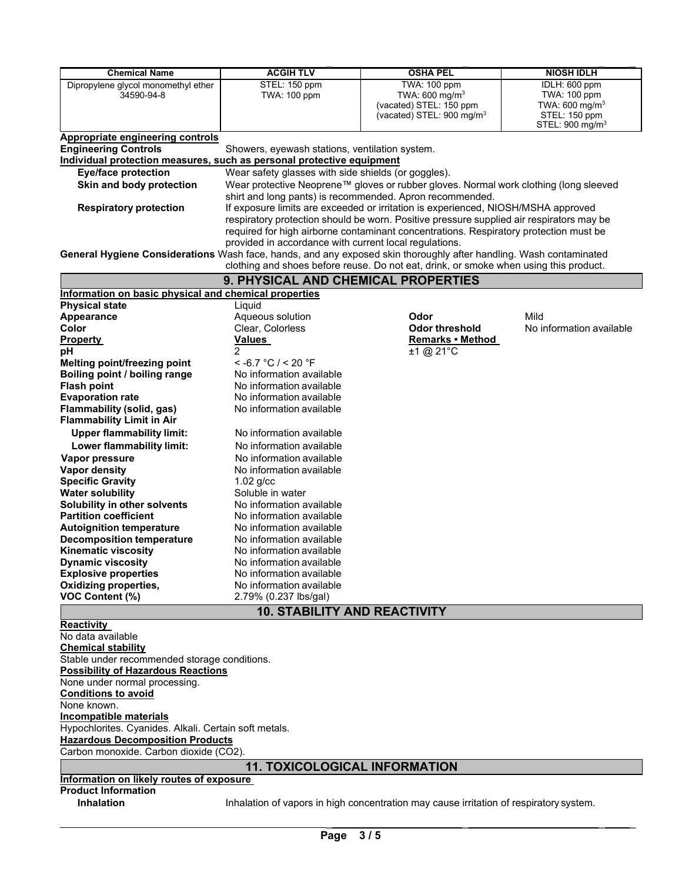| Chemical Name | ACGIH TLV | OSHA PEL | NIOSH IDLH |
|---|---|---|---|
| Dipropylene glycol monomethyl ether 34590-94-8 | STEL: 150 ppm<br>TWA: 100 ppm | TWA: 100 ppm<br>TWA: 600 mg/m$^3$<br>(vacated) STEL: 150 ppm<br>(vacated) STEL: 900 mg/m$^3$ | IDLH: 600 ppm<br>TWA: 100 ppm<br>TWA: 600 mg/m$^3$<br>STEL: 150 ppm<br>STEL: 900 mg/m$^3$ |

**Appropriate engineering controls**

**Engineering Controls** Showers, eyewash stations, ventilation system.

**Individual protection measures, such as personal protective equipment**

**Eye/face protection** Wear safety glasses with side shields (or goggles).

**Skin and body protection** Wear protective Neoprene™ gloves or rubber gloves. Normal work clothing (long sleeved shirt and long pants) is recommended. Apron recommended.

**Respiratory protection** If exposure limits are exceeded or irritation is experienced, NIOSH/MSHA approved respiratory protection should be worn. Positive pressure supplied air respirators may be required for high airborne contaminant concentrations. Respiratory protection must be provided in accordance with current local regulations.

**General Hygiene Considerations** Wash face, hands, and any exposed skin thoroughly after handling. Wash contaminated clothing and shoes before reuse. Do not eat, drink, or smoke when using this product.

## 9. PHYSICAL AND CHEMICAL PROPERTIES

**Information on basic physical and chemical properties**

| | | | |
|---|---|---|---|
| **Physical state** | Liquid | | |
| **Appearance** | Aqueous solution | **Odor** | Mild |
| **Color** | Clear, Colorless | **Odor threshold** | No information available |
| **Property** | **Values** | **Remarks • Method** | |
| **pH** | 2 | ±1 @ 21°C | |
| **Melting point/freezing point** | < -6.7 °C / < 20 °F | | |
| **Boiling point / boiling range** | No information available | | |
| **Flash point** | No information available | | |
| **Evaporation rate** | No information available | | |
| **Flammability (solid, gas)** | No information available | | |
| **Flammability Limit in Air** | | | |
| **Upper flammability limit:** | No information available | | |
| **Lower flammability limit:** | No information available | | |
| **Vapor pressure** | No information available | | |
| **Vapor density** | No information available | | |
| **Specific Gravity** | 1.02 g/cc | | |
| **Water solubility** | Soluble in water | | |
| **Solubility in other solvents** | No information available | | |
| **Partition coefficient** | No information available | | |
| **Autoignition temperature** | No information available | | |
| **Decomposition temperature** | No information available | | |
| **Kinematic viscosity** | No information available | | |
| **Dynamic viscosity** | No information available | | |
| **Explosive properties** | No information available | | |
| **Oxidizing properties,** | No information available | | |
| **VOC Content (%)** | 2.79% (0.237 lbs/gal) | | |

## 10. STABILITY AND REACTIVITY

**Reactivity**

No data available

**Chemical stability**

Stable under recommended storage conditions.

**Possibility of Hazardous Reactions**

None under normal processing.

**Conditions to avoid**

None known.

**Incompatible materials**

Hypochlorites. Cyanides. Alkali. Certain soft metals.

**Hazardous Decomposition Products**

Carbon monoxide. Carbon dioxide ($CO_2$).

## 11. TOXICOLOGICAL INFORMATION

**Information on likely routes of exposure**

**Product Information**

**Inhalation** Inhalation of vapors in high concentration may cause irritation of respiratory system.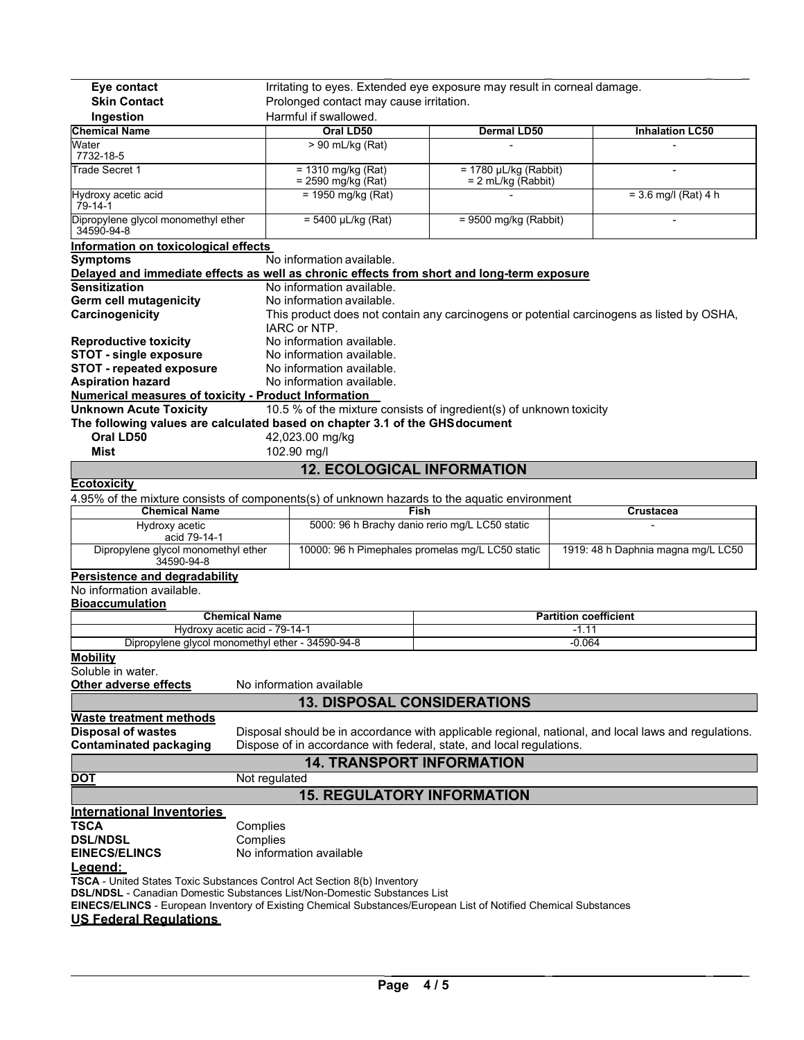**Eye contact** Irritating to eyes. Extended eye exposure may result in corneal damage.

**Skin Contact** Prolonged contact may cause irritation.

**Ingestion** Harmful if swallowed.

| Chemical Name | Oral LD50 | Dermal LD50 | Inhalation LC50 |
|---|---|---|---|
| Water 7732-18-5 | > 90 mL/kg (Rat) | - | - |
| Trade Secret 1 | = 1310 mg/kg (Rat) = 2590 mg/kg (Rat) | = 1780 µL/kg (Rabbit) = 2 mL/kg (Rabbit) | - |
| Hydroxy acetic acid 79-14-1 | = 1950 mg/kg (Rat) | - | = 3.6 mg/l (Rat) 4 h |
| Dipropylene glycol monomethyl ether 34590-94-8 | = 5400 µL/kg (Rat) | = 9500 mg/kg (Rabbit) | - |

**Information on toxicological effects**

**Symptoms** No information available.

**Delayed and immediate effects as well as chronic effects from short and long-term exposure**

**Sensitization** No information available.

**Germ cell mutagenicity** No information available.

**Carcinogenicity** This product does not contain any carcinogens or potential carcinogens as listed by OSHA, IARC or NTP.

**Reproductive toxicity** No information available.

**STOT - single exposure** No information available.

**STOT - repeated exposure** No information available.

**Aspiration hazard** No information available.

**Numerical measures of toxicity - Product Information**

**Unknown Acute Toxicity** 10.5 % of the mixture consists of ingredient(s) of unknown toxicity

**The following values are calculated based on chapter 3.1 of the GHS document**

**Oral LD50** 42,023.00 mg/kg

**Mist** 102.90 mg/l

## 12. ECOLOGICAL INFORMATION

**Ecotoxicity**

4.95% of the mixture consists of components(s) of unknown hazards to the aquatic environment

| Chemical Name | Fish | Crustacea |
|---|---|---|
| Hydroxy acetic acid 79-14-1 | 5000: 96 h Brachy danio rerio mg/L LC50 static | - |
| Dipropylene glycol monomethyl ether 34590-94-8 | 10000: 96 h Pimephales promelas mg/L LC50 static | 1919: 48 h Daphnia magna mg/L LC50 |

**Persistence and degradability**

No information available.

**Bioaccumulation**

| Chemical Name | Partition coefficient |
|---|---|
| Hydroxy acetic acid - 79-14-1 | -1.11 |
| Dipropylene glycol monomethyl ether - 34590-94-8 | -0.064 |

**Mobility**

Soluble in water.

**Other adverse effects** No information available

## 13. DISPOSAL CONSIDERATIONS

**Waste treatment methods**

**Disposal of wastes** Disposal should be in accordance with applicable regional, national, and local laws and regulations.

**Contaminated packaging** Dispose of in accordance with federal, state, and local regulations.

## 14. TRANSPORT INFORMATION

**DOT** Not regulated

## 15. REGULATORY INFORMATION

**International Inventories**

**TSCA** Complies

**DSL/NDSL** Complies

**EINECS/ELINCS** No information available

**Legend:**

**TSCA** - United States Toxic Substances Control Act Section 8(b) Inventory

**DSL/NDSL** - Canadian Domestic Substances List/Non-Domestic Substances List

**EINECS/ELINCS** - European Inventory of Existing Chemical Substances/European List of Notified Chemical Substances

**US Federal Regulations**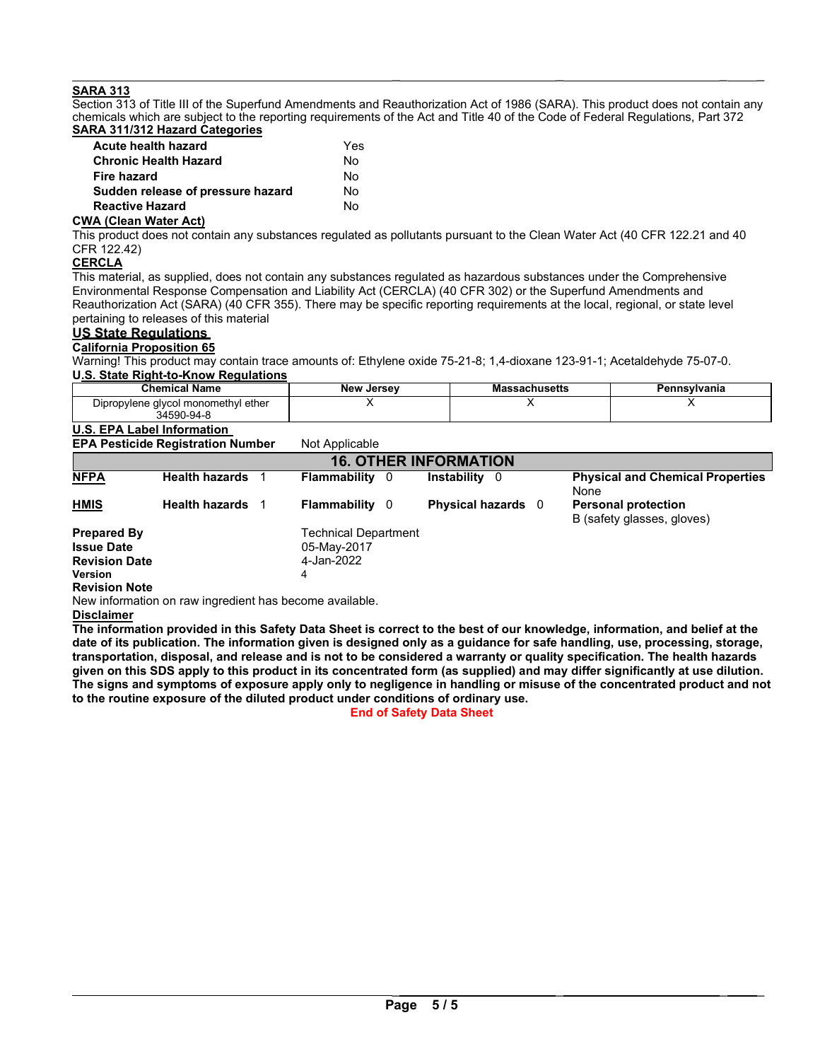**SARA 313**

Section 313 of Title III of the Superfund Amendments and Reauthorization Act of 1986 (SARA). This product does not contain any chemicals which are subject to the reporting requirements of the Act and Title 40 of the Code of Federal Regulations, Part 372

**SARA 311/312 Hazard Categories**

| | |
|---|---|
| **Acute health hazard** | Yes |
| **Chronic Health Hazard** | No |
| **Fire hazard** | No |
| **Sudden release of pressure hazard** | No |
| **Reactive Hazard** | No |

**CWA (Clean Water Act)**

This product does not contain any substances regulated as pollutants pursuant to the Clean Water Act (40 CFR 122.21 and 40 CFR 122.42)

**CERCLA**

This material, as supplied, does not contain any substances regulated as hazardous substances under the Comprehensive Environmental Response Compensation and Liability Act (CERCLA) (40 CFR 302) or the Superfund Amendments and Reauthorization Act (SARA) (40 CFR 355). There may be specific reporting requirements at the local, regional, or state level pertaining to releases of this material

**US State Regulations**

**California Proposition 65**

Warning! This product may contain trace amounts of: Ethylene oxide 75-21-8; 1,4-dioxane 123-91-1; Acetaldehyde 75-07-0.

**U.S. State Right-to-Know Regulations**

| Chemical Name | New Jersey | Massachusetts | Pennsylvania |
|---|---|---|---|
| Dipropylene glycol monomethyl ether 34590-94-8 | X | X | X |

**U.S. EPA Label Information**

**EPA Pesticide Registration Number** Not Applicable

## 16. OTHER INFORMATION

| | | | | |
|---|---|---|---|---|
| **NFPA** | **Health hazards** 1 | **Flammability** 0 | **Instability** 0 | **Physical and Chemical Properties** None |
| **HMIS** | **Health hazards** 1 | **Flammability** 0 | **Physical hazards** 0 | **Personal protection** B (safety glasses, gloves) |

| | |
|---|---|
| **Prepared By** | Technical Department |
| **Issue Date** | 05-May-2017 |
| **Revision Date** | 4-Jan-2022 |
| **Version** | 4 |

**Revision Note**

New information on raw ingredient has become available.

**Disclaimer**

**The information provided in this Safety Data Sheet is correct to the best of our knowledge, information, and belief at the date of its publication. The information given is designed only as a guidance for safe handling, use, processing, storage, transportation, disposal, and release and is not to be considered a warranty or quality specification. The health hazards given on this SDS apply to this product in its concentrated form (as supplied) and may differ significantly at use dilution. The signs and symptoms of exposure apply only to negligence in handling or misuse of the concentrated product and not to the routine exposure of the diluted product under conditions of ordinary use.**

**End of Safety Data Sheet**